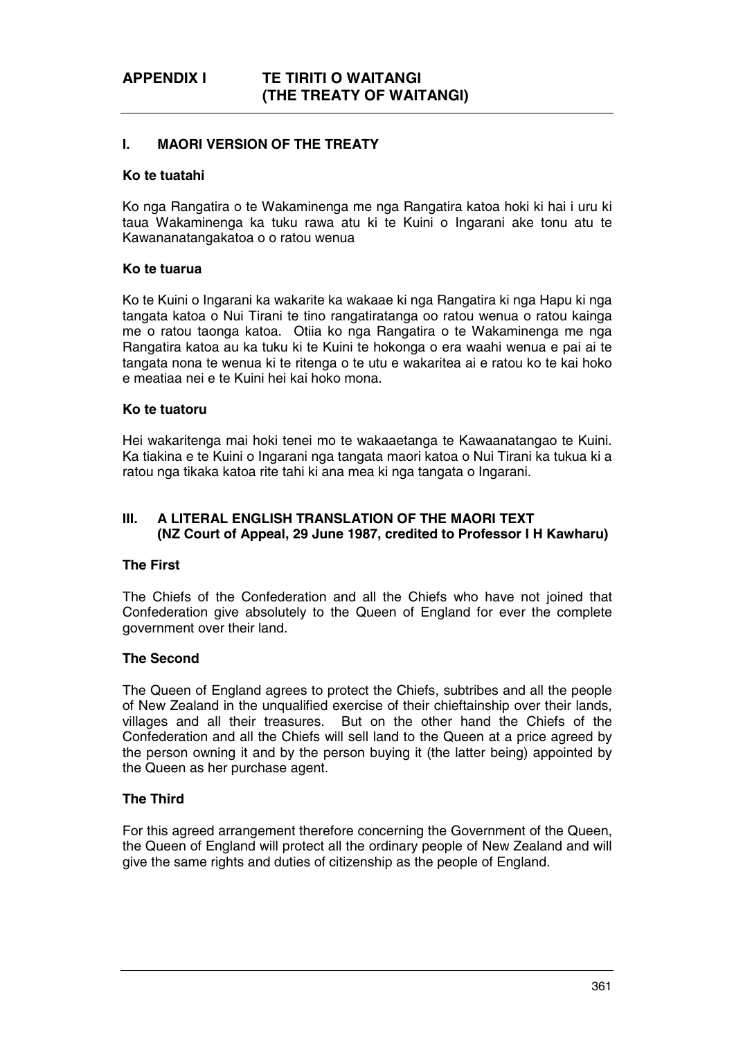# APPENDIX I TE TIRITI O WAITANGI (THE TREATY OF WAITANGI)

## I. MAORI VERSION OF THE TREATY

### Ko te tuatahi

Ko nga Rangatira o te Wakaminenga me nga Rangatira katoa hoki ki hai i uru ki taua Wakaminenga ka tuku rawa atu ki te Kuini o Ingarani ake tonu atu te Kawananatangakatoa o o ratou wenua

### Ko te tuarua

Ko te Kuini o Ingarani ka wakarite ka wakaae ki nga Rangatira ki nga Hapu ki nga tangata katoa o Nui Tirani te tino rangatiratanga oo ratou wenua o ratou kainga me o ratou taonga katoa. Otiia ko nga Rangatira o te Wakaminenga me nga Rangatira katoa au ka tuku ki te Kuini te hokonga o era waahi wenua e pai ai te tangata nona te wenua ki te ritenga o te utu e wakaritea ai e ratou ko te kai hoko e meatiaa nei e te Kuini hei kai hoko mona.

### Ko te tuatoru

Hei wakaritenga mai hoki tenei mo te wakaaetanga te Kawaanatangao te Kuini. Ka tiakina e te Kuini o Ingarani nga tangata maori katoa o Nui Tirani ka tukua ki a ratou nga tikaka katoa rite tahi ki ana mea ki nga tangata o Ingarani.

## III. A LITERAL ENGLISH TRANSLATION OF THE MAORI TEXT (NZ Court of Appeal, 29 June 1987, credited to Professor I H Kawharu)

### The First

The Chiefs of the Confederation and all the Chiefs who have not joined that Confederation give absolutely to the Queen of England for ever the complete government over their land.

### The Second

The Queen of England agrees to protect the Chiefs, subtribes and all the people of New Zealand in the unqualified exercise of their chieftainship over their lands, villages and all their treasures. But on the other hand the Chiefs of the Confederation and all the Chiefs will sell land to the Queen at a price agreed by the person owning it and by the person buying it (the latter being) appointed by the Queen as her purchase agent.

### The Third

For this agreed arrangement therefore concerning the Government of the Queen, the Queen of England will protect all the ordinary people of New Zealand and will give the same rights and duties of citizenship as the people of England.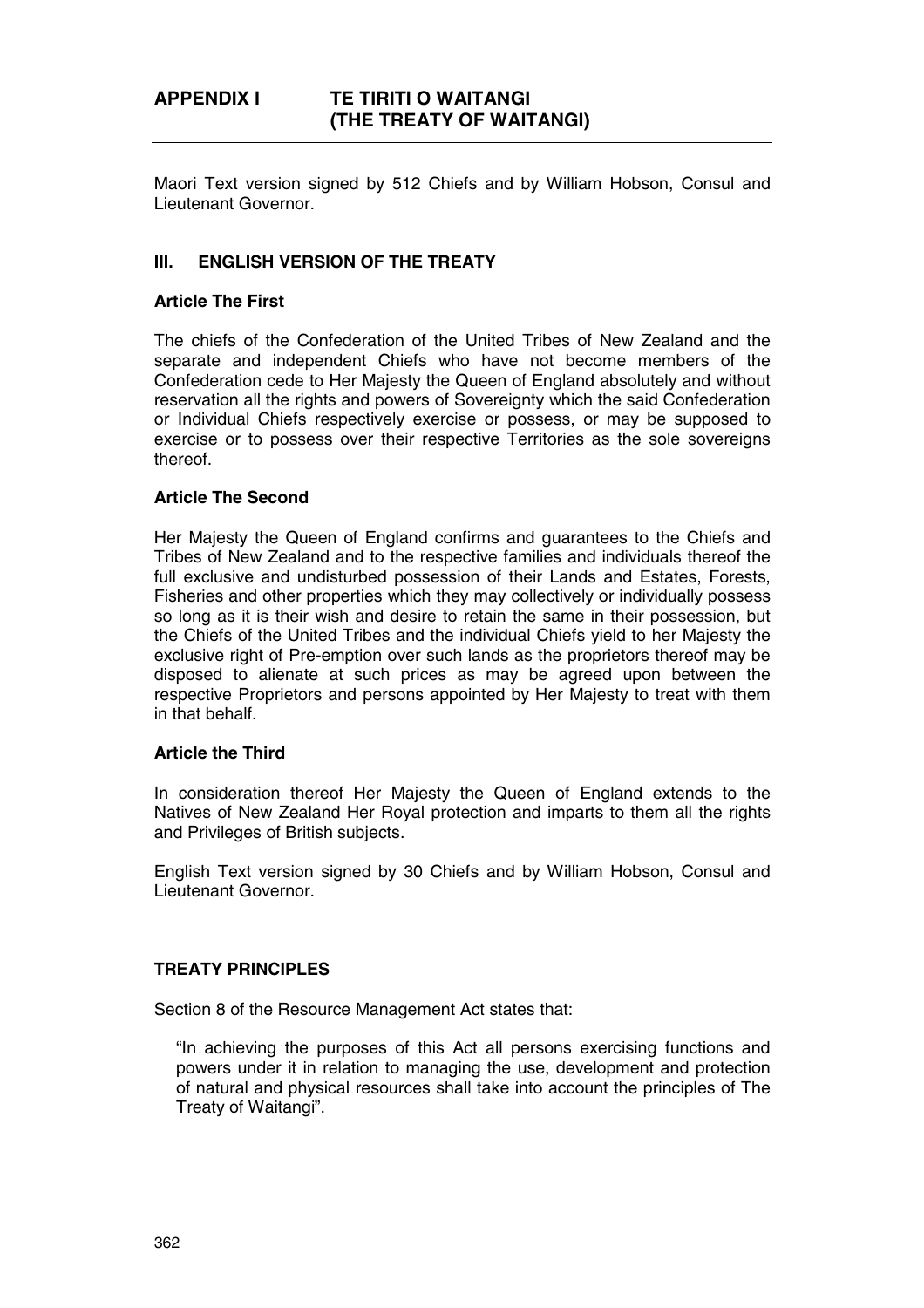# APPENDIX I TE TIRITI O WAITANGI (THE TREATY OF WAITANGI)

Maori Text version signed by 512 Chiefs and by William Hobson, Consul and Lieutenant Governor.

## III. ENGLISH VERSION OF THE TREATY

### Article The First

The chiefs of the Confederation of the United Tribes of New Zealand and the separate and independent Chiefs who have not become members of the Confederation cede to Her Majesty the Queen of England absolutely and without reservation all the rights and powers of Sovereignty which the said Confederation or Individual Chiefs respectively exercise or possess, or may be supposed to exercise or to possess over their respective Territories as the sole sovereigns thereof.

### Article The Second

Her Majesty the Queen of England confirms and guarantees to the Chiefs and Tribes of New Zealand and to the respective families and individuals thereof the full exclusive and undisturbed possession of their Lands and Estates, Forests, Fisheries and other properties which they may collectively or individually possess so long as it is their wish and desire to retain the same in their possession, but the Chiefs of the United Tribes and the individual Chiefs yield to her Majesty the exclusive right of Pre-emption over such lands as the proprietors thereof may be disposed to alienate at such prices as may be agreed upon between the respective Proprietors and persons appointed by Her Majesty to treat with them in that behalf.

### Article the Third

In consideration thereof Her Majesty the Queen of England extends to the Natives of New Zealand Her Royal protection and imparts to them all the rights and Privileges of British subjects.

English Text version signed by 30 Chiefs and by William Hobson, Consul and Lieutenant Governor.

## TREATY PRINCIPLES

Section 8 of the Resource Management Act states that:

> "In achieving the purposes of this Act all persons exercising functions and powers under it in relation to managing the use, development and protection of natural and physical resources shall take into account the principles of The Treaty of Waitangi".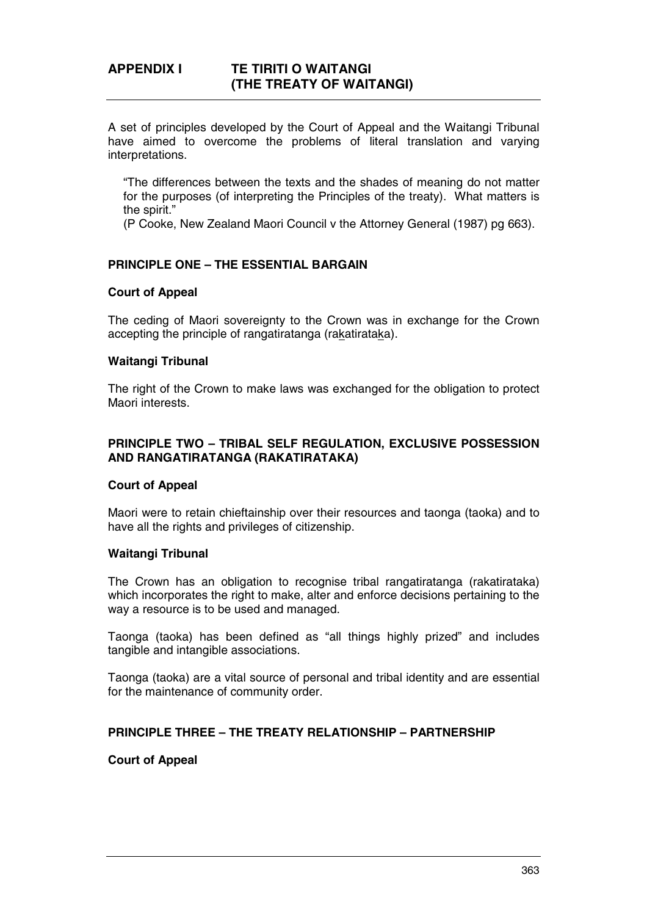# APPENDIX I TE TIRITI O WAITANGI (THE TREATY OF WAITANGI)

A set of principles developed by the Court of Appeal and the Waitangi Tribunal have aimed to overcome the problems of literal translation and varying interpretations.

> "The differences between the texts and the shades of meaning do not matter for the purposes (of interpreting the Principles of the treaty). What matters is the spirit."
> (P Cooke, New Zealand Maori Council v the Attorney General (1987) pg 663).

## PRINCIPLE ONE – THE ESSENTIAL BARGAIN

### Court of Appeal

The ceding of Maori sovereignty to the Crown was in exchange for the Crown accepting the principle of rangatiratanga (ra_k_atirata_k_a).

### Waitangi Tribunal

The right of the Crown to make laws was exchanged for the obligation to protect Maori interests.

## PRINCIPLE TWO – TRIBAL SELF REGULATION, EXCLUSIVE POSSESSION AND RANGATIRATANGA (RAKATIRATAKA)

### Court of Appeal

Maori were to retain chieftainship over their resources and taonga (taoka) and to have all the rights and privileges of citizenship.

### Waitangi Tribunal

The Crown has an obligation to recognise tribal rangatiratanga (rakatirataka) which incorporates the right to make, alter and enforce decisions pertaining to the way a resource is to be used and managed.

Taonga (taoka) has been defined as "all things highly prized" and includes tangible and intangible associations.

Taonga (taoka) are a vital source of personal and tribal identity and are essential for the maintenance of community order.

## PRINCIPLE THREE – THE TREATY RELATIONSHIP – PARTNERSHIP

### Court of Appeal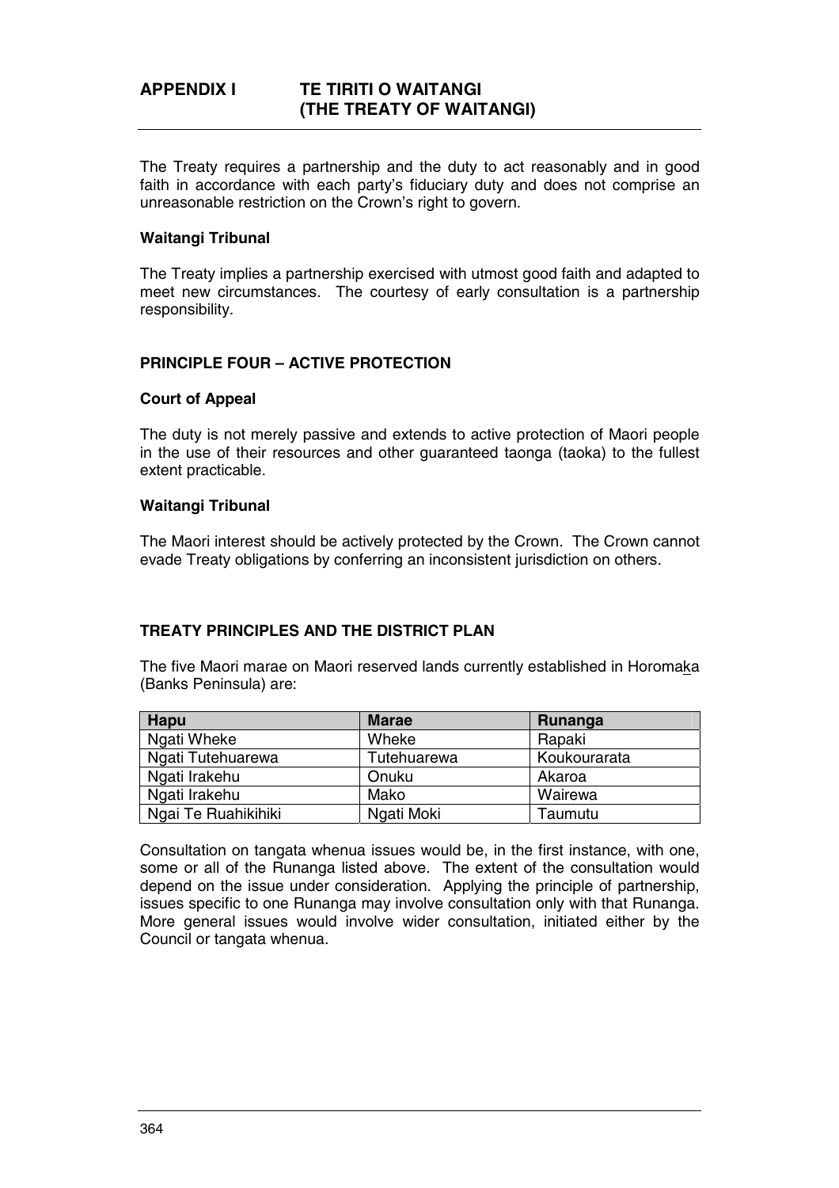## APPENDIX I TE TIRITI O WAITANGI (THE TREATY OF WAITANGI)

The Treaty requires a partnership and the duty to act reasonably and in good faith in accordance with each party's fiduciary duty and does not comprise an unreasonable restriction on the Crown's right to govern.

**Waitangi Tribunal**

The Treaty implies a partnership exercised with utmost good faith and adapted to meet new circumstances. The courtesy of early consultation is a partnership responsibility.

### PRINCIPLE FOUR – ACTIVE PROTECTION

**Court of Appeal**

The duty is not merely passive and extends to active protection of Maori people in the use of their resources and other guaranteed taonga (taoka) to the fullest extent practicable.

**Waitangi Tribunal**

The Maori interest should be actively protected by the Crown. The Crown cannot evade Treaty obligations by conferring an inconsistent jurisdiction on others.

### TREATY PRINCIPLES AND THE DISTRICT PLAN

The five Maori marae on Maori reserved lands currently established in Horomaka (Banks Peninsula) are:

| Hapu | Marae | Runanga |
|---|---|---|
| Ngati Wheke | Wheke | Rapaki |
| Ngati Tutehuarewa | Tutehuarewa | Koukourarata |
| Ngati Irakehu | Onuku | Akaroa |
| Ngati Irakehu | Mako | Wairewa |
| Ngai Te Ruahikihiki | Ngati Moki | Taumutu |

Consultation on tangata whenua issues would be, in the first instance, with one, some or all of the Runanga listed above. The extent of the consultation would depend on the issue under consideration. Applying the principle of partnership, issues specific to one Runanga may involve consultation only with that Runanga. More general issues would involve wider consultation, initiated either by the Council or tangata whenua.